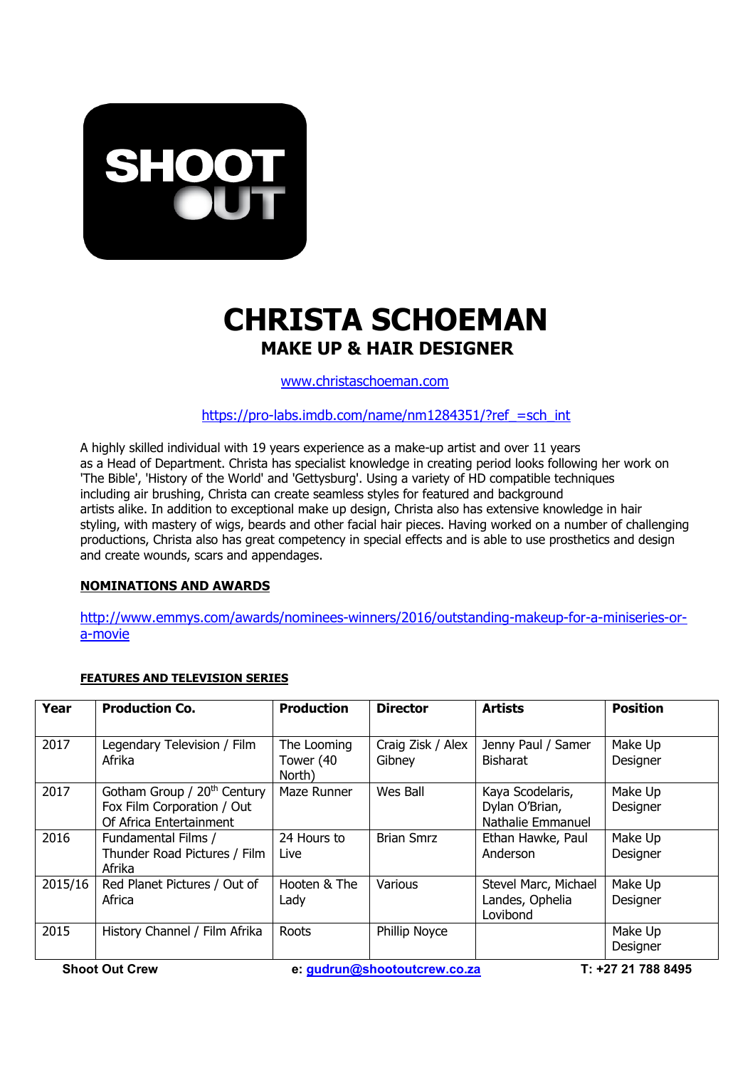SHOOT OUT

# CHRISTA SCHOEMAN

## MAKE UP & HAIR DESIGNER

www.christaschoeman.com

https://pro-labs.imdb.com/name/nm1284351/?ref_=sch_int

A highly skilled individual with 19 years experience as a make-up artist and over 11 years as a Head of Department. Christa has specialist knowledge in creating period looks following her work on 'The Bible', 'History of the World' and 'Gettysburg'. Using a variety of HD compatible techniques including air brushing, Christa can create seamless styles for featured and background artists alike. In addition to exceptional make up design, Christa also has extensive knowledge in hair styling, with mastery of wigs, beards and other facial hair pieces. Having worked on a number of challenging productions, Christa also has great competency in special effects and is able to use prosthetics and design and create wounds, scars and appendages.

**NOMINATIONS AND AWARDS**

http://www.emmys.com/awards/nominees-winners/2016/outstanding-makeup-for-a-miniseries-or-a-movie

**FEATURES AND TELEVISION SERIES**

| Year | Production Co. | Production | Director | Artists | Position |
|---|---|---|---|---|---|
| 2017 | Legendary Television / Film Afrika | The Looming Tower (40 North) | Craig Zisk / Alex Gibney | Jenny Paul / Samer Bisharat | Make Up Designer |
| 2017 | Gotham Group / 20th Century Fox Film Corporation / Out Of Africa Entertainment | Maze Runner | Wes Ball | Kaya Scodelaris, Dylan O'Brian, Nathalie Emmanuel | Make Up Designer |
| 2016 | Fundamental Films / Thunder Road Pictures / Film Afrika | 24 Hours to Live | Brian Smrz | Ethan Hawke, Paul Anderson | Make Up Designer |
| 2015/16 | Red Planet Pictures / Out of Africa | Hooten & The Lady | Various | Stevel Marc, Michael Landes, Ophelia Lovibond | Make Up Designer |
| 2015 | History Channel / Film Afrika | Roots | Phillip Noyce | | Make Up Designer |

Shoot Out Crew    e: gudrun@shootoutcrew.co.za    T: +27 21 788 8495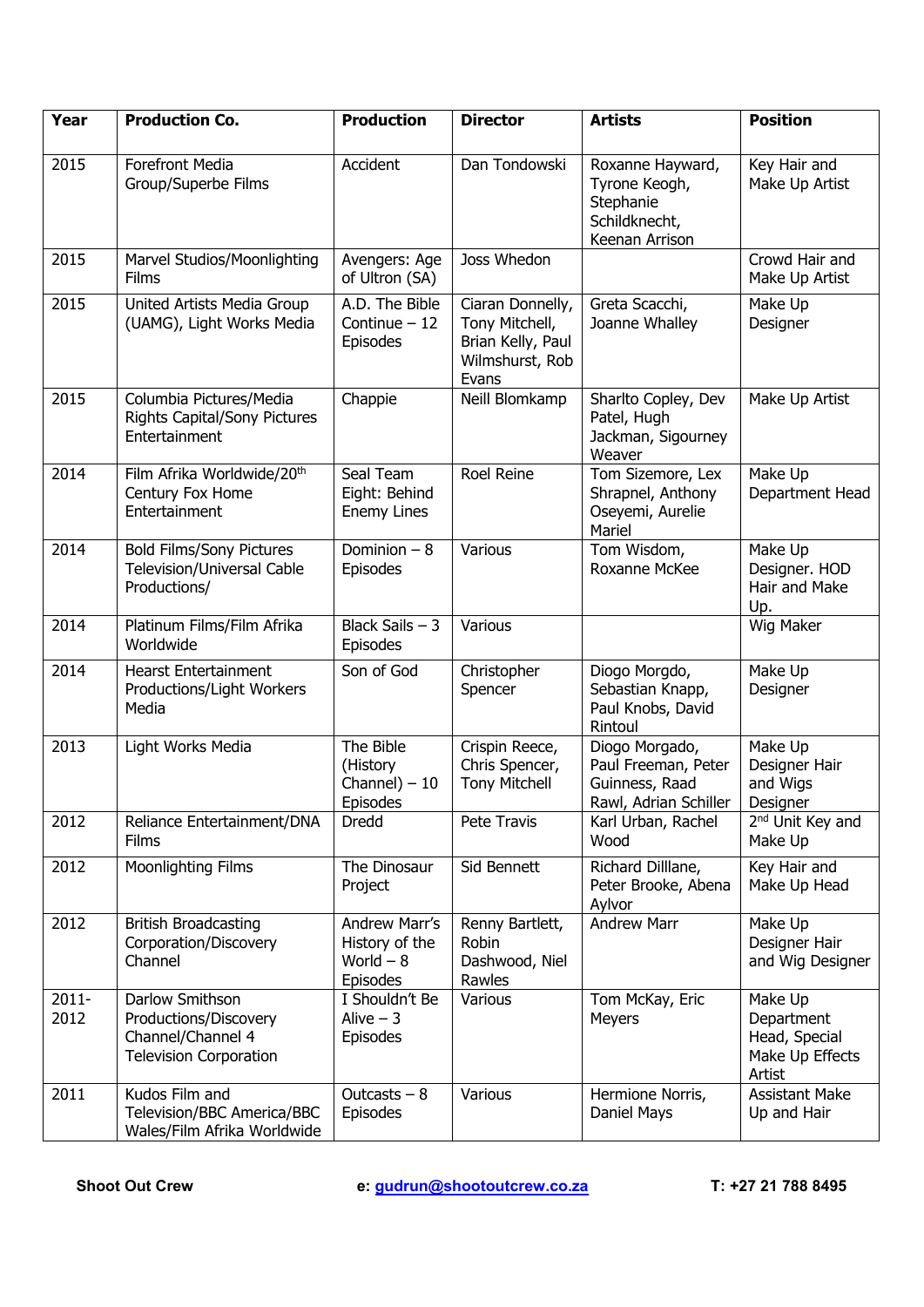| Year | Production Co. | Production | Director | Artists | Position |
|---|---|---|---|---|---|
| 2015 | Forefront Media Group/Superbe Films | Accident | Dan Tondowski | Roxanne Hayward, Tyrone Keogh, Stephanie Schildknecht, Keenan Arrison | Key Hair and Make Up Artist |
| 2015 | Marvel Studios/Moonlighting Films | Avengers: Age of Ultron (SA) | Joss Whedon | | Crowd Hair and Make Up Artist |
| 2015 | United Artists Media Group (UAMG), Light Works Media | A.D. The Bible Continue – 12 Episodes | Ciaran Donnelly, Tony Mitchell, Brian Kelly, Paul Wilmshurst, Rob Evans | Greta Scacchi, Joanne Whalley | Make Up Designer |
| 2015 | Columbia Pictures/Media Rights Capital/Sony Pictures Entertainment | Chappie | Neill Blomkamp | Sharlto Copley, Dev Patel, Hugh Jackman, Sigourney Weaver | Make Up Artist |
| 2014 | Film Afrika Worldwide/20th Century Fox Home Entertainment | Seal Team Eight: Behind Enemy Lines | Roel Reine | Tom Sizemore, Lex Shrapnel, Anthony Oseyemi, Aurelie Mariel | Make Up Department Head |
| 2014 | Bold Films/Sony Pictures Television/Universal Cable Productions/ | Dominion – 8 Episodes | Various | Tom Wisdom, Roxanne McKee | Make Up Designer. HOD Hair and Make Up. |
| 2014 | Platinum Films/Film Afrika Worldwide | Black Sails – 3 Episodes | Various | | Wig Maker |
| 2014 | Hearst Entertainment Productions/Light Workers Media | Son of God | Christopher Spencer | Diogo Morgdo, Sebastian Knapp, Paul Knobs, David Rintoul | Make Up Designer |
| 2013 | Light Works Media | The Bible (History Channel) – 10 Episodes | Crispin Reece, Chris Spencer, Tony Mitchell | Diogo Morgado, Paul Freeman, Peter Guinness, Raad Rawl, Adrian Schiller | Make Up Designer Hair and Wigs Designer |
| 2012 | Reliance Entertainment/DNA Films | Dredd | Pete Travis | Karl Urban, Rachel Wood | 2nd Unit Key and Make Up |
| 2012 | Moonlighting Films | The Dinosaur Project | Sid Bennett | Richard Dilllane, Peter Brooke, Abena Aylvor | Key Hair and Make Up Head |
| 2012 | British Broadcasting Corporation/Discovery Channel | Andrew Marr's History of the World – 8 Episodes | Renny Bartlett, Robin Dashwood, Niel Rawles | Andrew Marr | Make Up Designer Hair and Wig Designer |
| 2011-2012 | Darlow Smithson Productions/Discovery Channel/Channel 4 Television Corporation | I Shouldn't Be Alive – 3 Episodes | Various | Tom McKay, Eric Meyers | Make Up Department Head, Special Make Up Effects Artist |
| 2011 | Kudos Film and Television/BBC America/BBC Wales/Film Afrika Worldwide | Outcasts – 8 Episodes | Various | Hermione Norris, Daniel Mays | Assistant Make Up and Hair |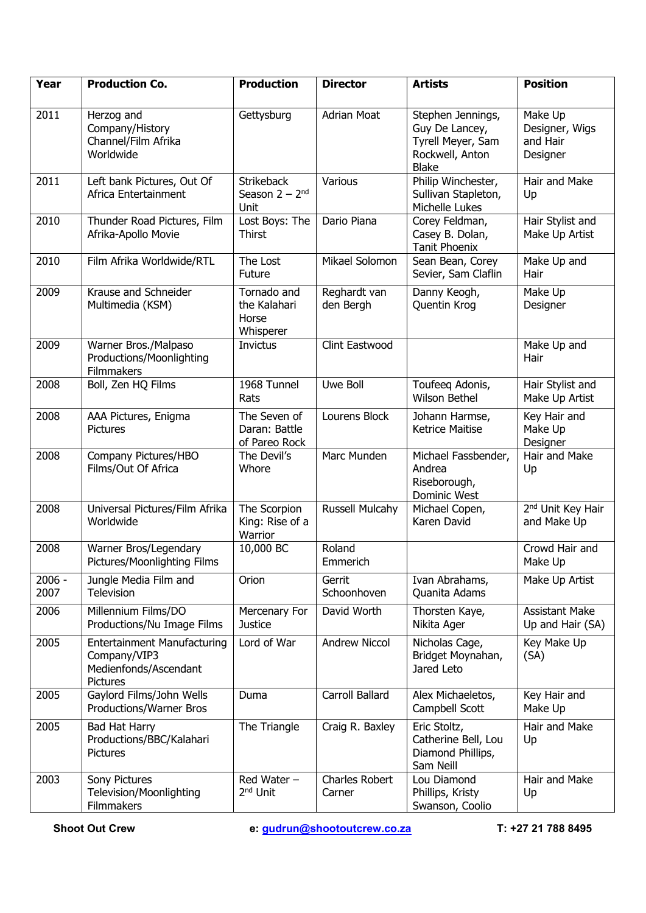| Year | Production Co. | Production | Director | Artists | Position |
|---|---|---|---|---|---|
| 2011 | Herzog and Company/History Channel/Film Afrika Worldwide | Gettysburg | Adrian Moat | Stephen Jennings, Guy De Lancey, Tyrell Meyer, Sam Rockwell, Anton Blake | Make Up Designer, Wigs and Hair Designer |
| 2011 | Left bank Pictures, Out Of Africa Entertainment | Strikeback Season 2 – 2nd Unit | Various | Philip Winchester, Sullivan Stapleton, Michelle Lukes | Hair and Make Up |
| 2010 | Thunder Road Pictures, Film Afrika-Apollo Movie | Lost Boys: The Thirst | Dario Piana | Corey Feldman, Casey B. Dolan, Tanit Phoenix | Hair Stylist and Make Up Artist |
| 2010 | Film Afrika Worldwide/RTL | The Lost Future | Mikael Solomon | Sean Bean, Corey Sevier, Sam Claflin | Make Up and Hair |
| 2009 | Krause and Schneider Multimedia (KSM) | Tornado and the Kalahari Horse Whisperer | Reghardt van den Bergh | Danny Keogh, Quentin Krog | Make Up Designer |
| 2009 | Warner Bros./Malpaso Productions/Moonlighting Filmmakers | Invictus | Clint Eastwood | | Make Up and Hair |
| 2008 | Boll, Zen HQ Films | 1968 Tunnel Rats | Uwe Boll | Toufeeq Adonis, Wilson Bethel | Hair Stylist and Make Up Artist |
| 2008 | AAA Pictures, Enigma Pictures | The Seven of Daran: Battle of Pareo Rock | Lourens Block | Johann Harmse, Ketrice Maitise | Key Hair and Make Up Designer |
| 2008 | Company Pictures/HBO Films/Out Of Africa | The Devil's Whore | Marc Munden | Michael Fassbender, Andrea Riseborough, Dominic West | Hair and Make Up |
| 2008 | Universal Pictures/Film Afrika Worldwide | The Scorpion King: Rise of a Warrior | Russell Mulcahy | Michael Copen, Karen David | 2nd Unit Key Hair and Make Up |
| 2008 | Warner Bros/Legendary Pictures/Moonlighting Films | 10,000 BC | Roland Emmerich | | Crowd Hair and Make Up |
| 2006 - 2007 | Jungle Media Film and Television | Orion | Gerrit Schoonhoven | Ivan Abrahams, Quanita Adams | Make Up Artist |
| 2006 | Millennium Films/DO Productions/Nu Image Films | Mercenary For Justice | David Worth | Thorsten Kaye, Nikita Ager | Assistant Make Up and Hair (SA) |
| 2005 | Entertainment Manufacturing Company/VIP3 Medienfonds/Ascendant Pictures | Lord of War | Andrew Niccol | Nicholas Cage, Bridget Moynahan, Jared Leto | Key Make Up (SA) |
| 2005 | Gaylord Films/John Wells Productions/Warner Bros | Duma | Carroll Ballard | Alex Michaeletos, Campbell Scott | Key Hair and Make Up |
| 2005 | Bad Hat Harry Productions/BBC/Kalahari Pictures | The Triangle | Craig R. Baxley | Eric Stoltz, Catherine Bell, Lou Diamond Phillips, Sam Neill | Hair and Make Up |
| 2003 | Sony Pictures Television/Moonlighting Filmmakers | Red Water – 2nd Unit | Charles Robert Carner | Lou Diamond Phillips, Kristy Swanson, Coolio | Hair and Make Up |

**Shoot Out Crew** **e: gudrun@shootoutcrew.co.za** **T: +27 21 788 8495**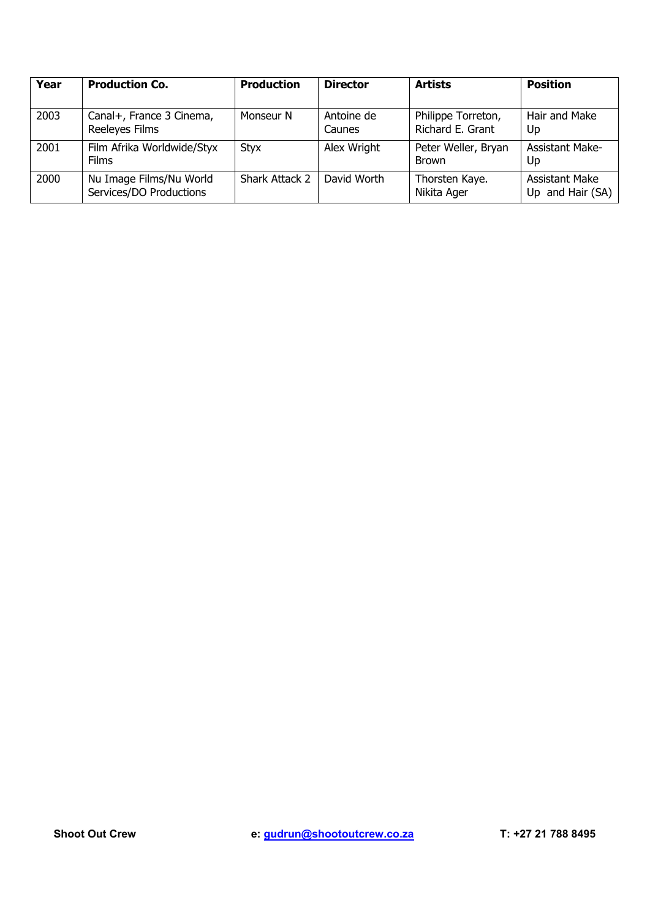| Year | Production Co. | Production | Director | Artists | Position |
|---|---|---|---|---|---|
| 2003 | Canal+, France 3 Cinema, Reeleyes Films | Monseur N | Antoine de Caunes | Philippe Torreton, Richard E. Grant | Hair and Make Up |
| 2001 | Film Afrika Worldwide/Styx Films | Styx | Alex Wright | Peter Weller, Bryan Brown | Assistant Make-Up |
| 2000 | Nu Image Films/Nu World Services/DO Productions | Shark Attack 2 | David Worth | Thorsten Kaye. Nikita Ager | Assistant Make Up and Hair (SA) |